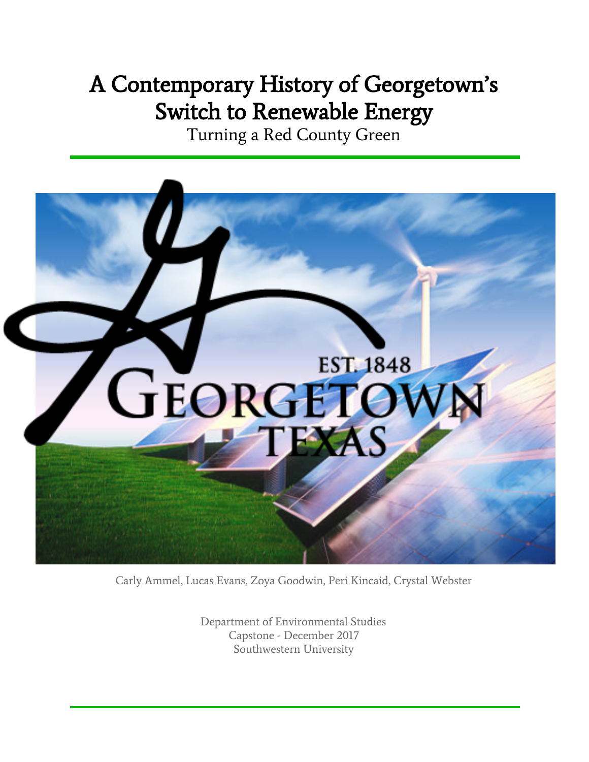# A Contemporary History of Georgetown's Switch to Renewable Energy

Turning a Red County Green

Carly Ammel, Lucas Evans, Zoya Goodwin, Peri Kincaid, Crystal Webster

Department of Environmental Studies
Capstone - December 2017
Southwestern University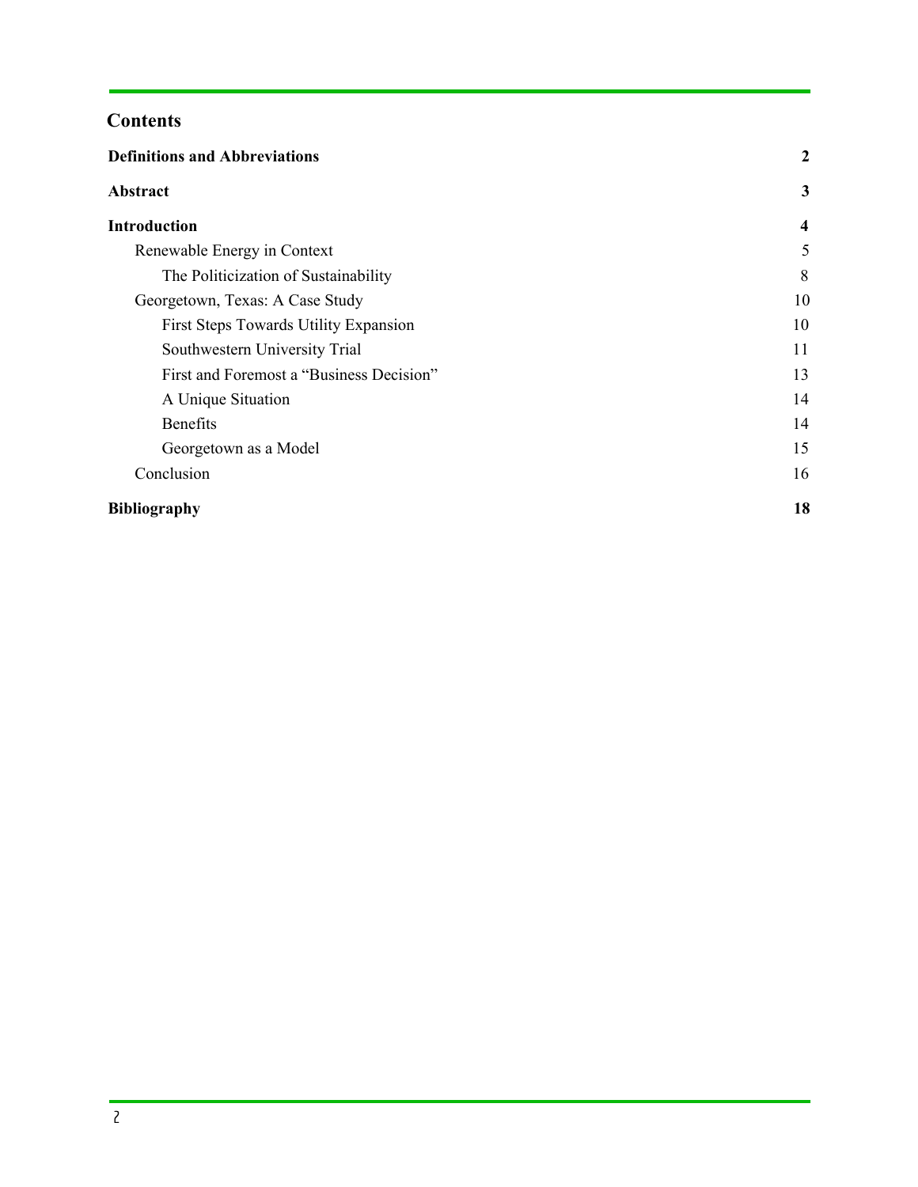# Contents

**Definitions and Abbreviations** **2**

**Abstract** **3**

**Introduction** **4**

- Renewable Energy in Context 5
  - The Politicization of Sustainability 8
- Georgetown, Texas: A Case Study 10
  - First Steps Towards Utility Expansion 10
  - Southwestern University Trial 11
  - First and Foremost a "Business Decision" 13
  - A Unique Situation 14
  - Benefits 14
  - Georgetown as a Model 15
- Conclusion 16

**Bibliography** **18**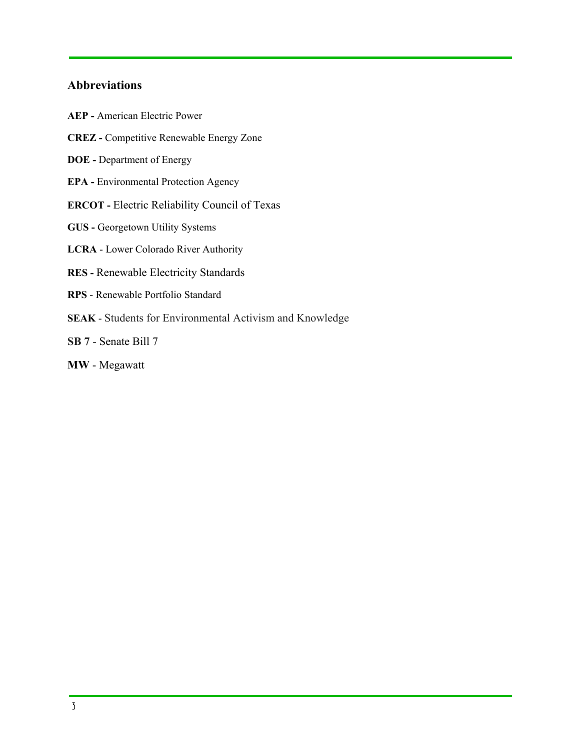## Abbreviations

**AEP -** American Electric Power

**CREZ -** Competitive Renewable Energy Zone

**DOE -** Department of Energy

**EPA -** Environmental Protection Agency

**ERCOT -** Electric Reliability Council of Texas

**GUS -** Georgetown Utility Systems

**LCRA** - Lower Colorado River Authority

**RES -** Renewable Electricity Standards

**RPS** - Renewable Portfolio Standard

**SEAK** - Students for Environmental Activism and Knowledge

**SB 7** - Senate Bill 7

**MW** - Megawatt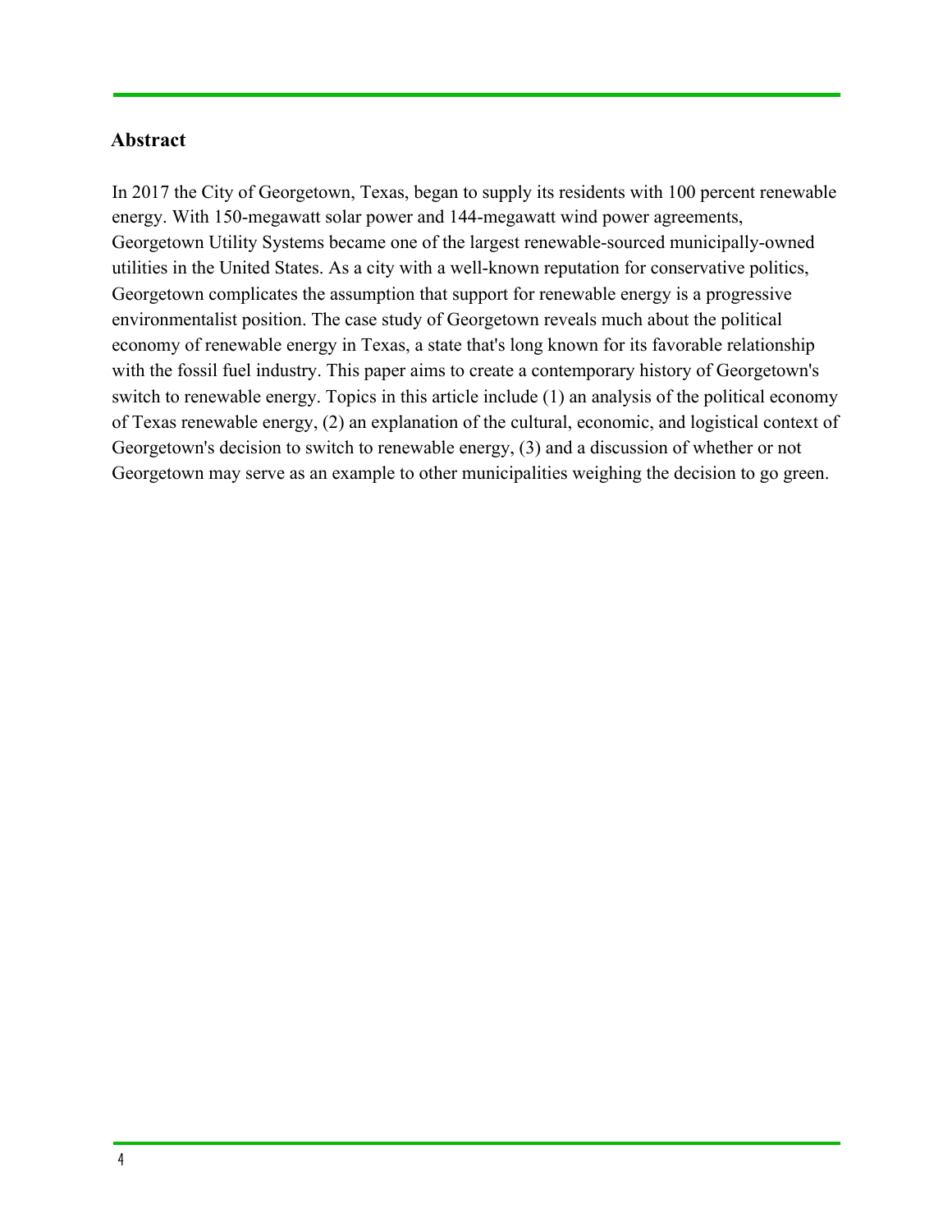## Abstract

In 2017 the City of Georgetown, Texas, began to supply its residents with 100 percent renewable energy. With 150-megawatt solar power and 144-megawatt wind power agreements, Georgetown Utility Systems became one of the largest renewable-sourced municipally-owned utilities in the United States. As a city with a well-known reputation for conservative politics, Georgetown complicates the assumption that support for renewable energy is a progressive environmentalist position. The case study of Georgetown reveals much about the political economy of renewable energy in Texas, a state that's long known for its favorable relationship with the fossil fuel industry. This paper aims to create a contemporary history of Georgetown's switch to renewable energy. Topics in this article include (1) an analysis of the political economy of Texas renewable energy, (2) an explanation of the cultural, economic, and logistical context of Georgetown's decision to switch to renewable energy, (3) and a discussion of whether or not Georgetown may serve as an example to other municipalities weighing the decision to go green.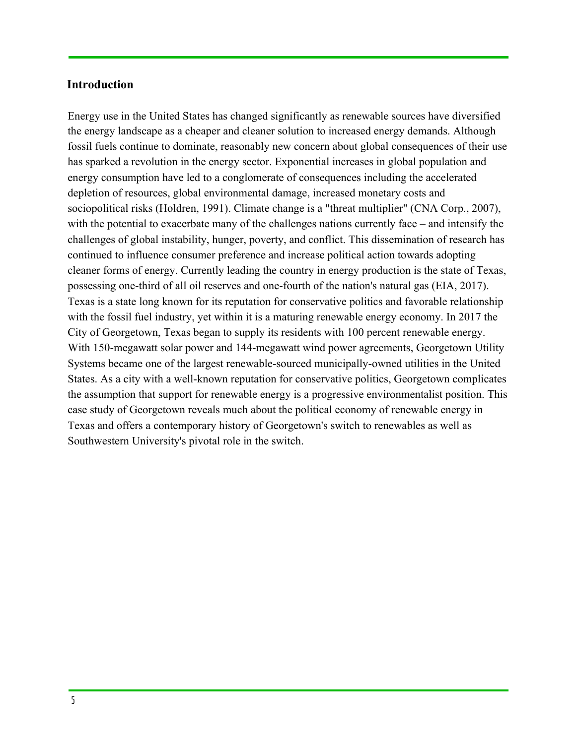## Introduction

Energy use in the United States has changed significantly as renewable sources have diversified the energy landscape as a cheaper and cleaner solution to increased energy demands. Although fossil fuels continue to dominate, reasonably new concern about global consequences of their use has sparked a revolution in the energy sector. Exponential increases in global population and energy consumption have led to a conglomerate of consequences including the accelerated depletion of resources, global environmental damage, increased monetary costs and sociopolitical risks (Holdren, 1991). Climate change is a "threat multiplier" (CNA Corp., 2007), with the potential to exacerbate many of the challenges nations currently face – and intensify the challenges of global instability, hunger, poverty, and conflict. This dissemination of research has continued to influence consumer preference and increase political action towards adopting cleaner forms of energy. Currently leading the country in energy production is the state of Texas, possessing one-third of all oil reserves and one-fourth of the nation's natural gas (EIA, 2017). Texas is a state long known for its reputation for conservative politics and favorable relationship with the fossil fuel industry, yet within it is a maturing renewable energy economy. In 2017 the City of Georgetown, Texas began to supply its residents with 100 percent renewable energy. With 150-megawatt solar power and 144-megawatt wind power agreements, Georgetown Utility Systems became one of the largest renewable-sourced municipally-owned utilities in the United States. As a city with a well-known reputation for conservative politics, Georgetown complicates the assumption that support for renewable energy is a progressive environmentalist position. This case study of Georgetown reveals much about the political economy of renewable energy in Texas and offers a contemporary history of Georgetown's switch to renewables as well as Southwestern University's pivotal role in the switch.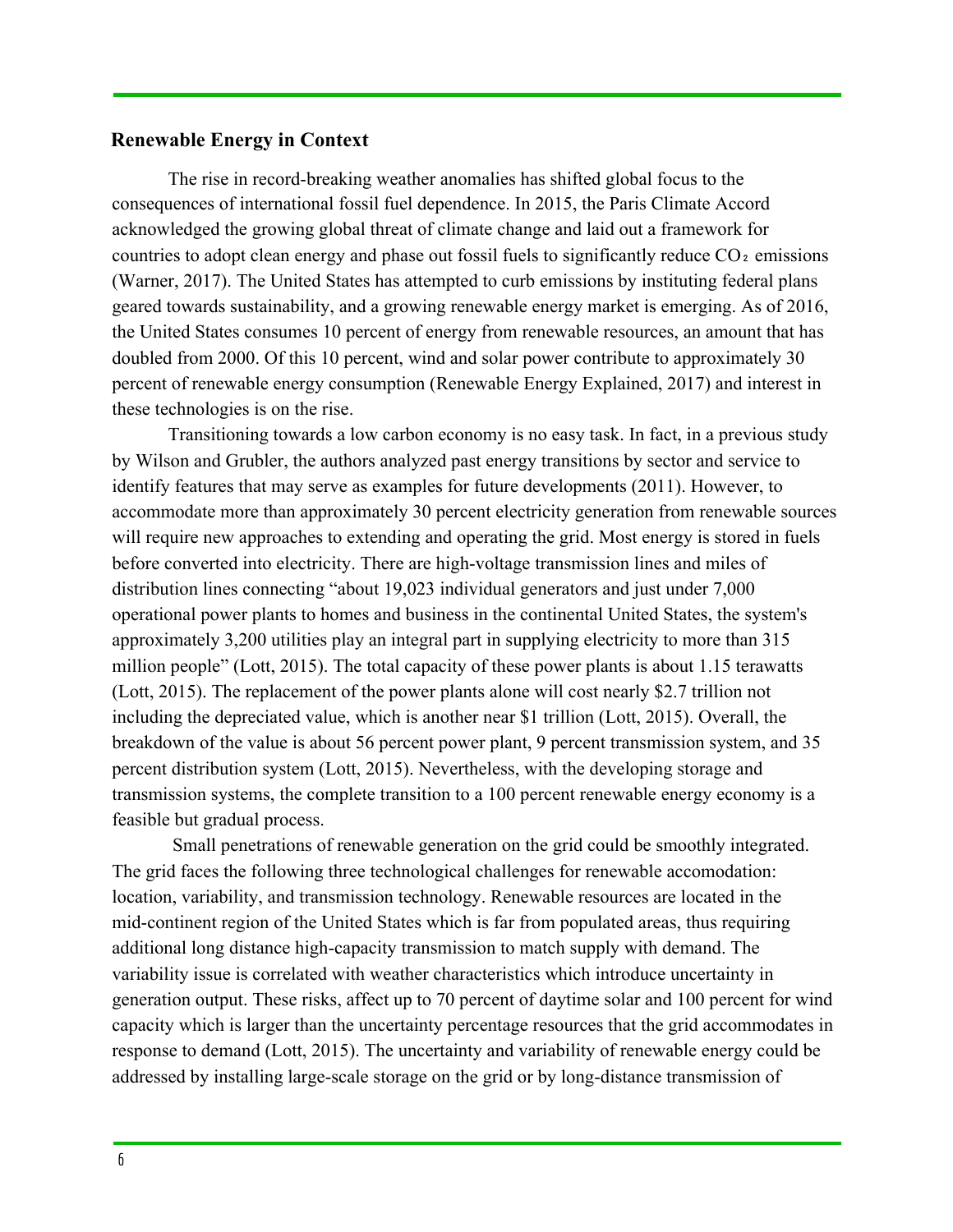## Renewable Energy in Context

The rise in record-breaking weather anomalies has shifted global focus to the consequences of international fossil fuel dependence. In 2015, the Paris Climate Accord acknowledged the growing global threat of climate change and laid out a framework for countries to adopt clean energy and phase out fossil fuels to significantly reduce $CO_2$ emissions (Warner, 2017). The United States has attempted to curb emissions by instituting federal plans geared towards sustainability, and a growing renewable energy market is emerging. As of 2016, the United States consumes 10 percent of energy from renewable resources, an amount that has doubled from 2000. Of this 10 percent, wind and solar power contribute to approximately 30 percent of renewable energy consumption (Renewable Energy Explained, 2017) and interest in these technologies is on the rise.

Transitioning towards a low carbon economy is no easy task. In fact, in a previous study by Wilson and Grubler, the authors analyzed past energy transitions by sector and service to identify features that may serve as examples for future developments (2011). However, to accommodate more than approximately 30 percent electricity generation from renewable sources will require new approaches to extending and operating the grid. Most energy is stored in fuels before converted into electricity. There are high-voltage transmission lines and miles of distribution lines connecting "about 19,023 individual generators and just under 7,000 operational power plants to homes and business in the continental United States, the system's approximately 3,200 utilities play an integral part in supplying electricity to more than 315 million people" (Lott, 2015). The total capacity of these power plants is about 1.15 terawatts (Lott, 2015). The replacement of the power plants alone will cost nearly $2.7 trillion not including the depreciated value, which is another near $1 trillion (Lott, 2015). Overall, the breakdown of the value is about 56 percent power plant, 9 percent transmission system, and 35 percent distribution system (Lott, 2015). Nevertheless, with the developing storage and transmission systems, the complete transition to a 100 percent renewable energy economy is a feasible but gradual process.

Small penetrations of renewable generation on the grid could be smoothly integrated. The grid faces the following three technological challenges for renewable accomodation: location, variability, and transmission technology. Renewable resources are located in the mid-continent region of the United States which is far from populated areas, thus requiring additional long distance high-capacity transmission to match supply with demand. The variability issue is correlated with weather characteristics which introduce uncertainty in generation output. These risks, affect up to 70 percent of daytime solar and 100 percent for wind capacity which is larger than the uncertainty percentage resources that the grid accommodates in response to demand (Lott, 2015). The uncertainty and variability of renewable energy could be addressed by installing large-scale storage on the grid or by long-distance transmission of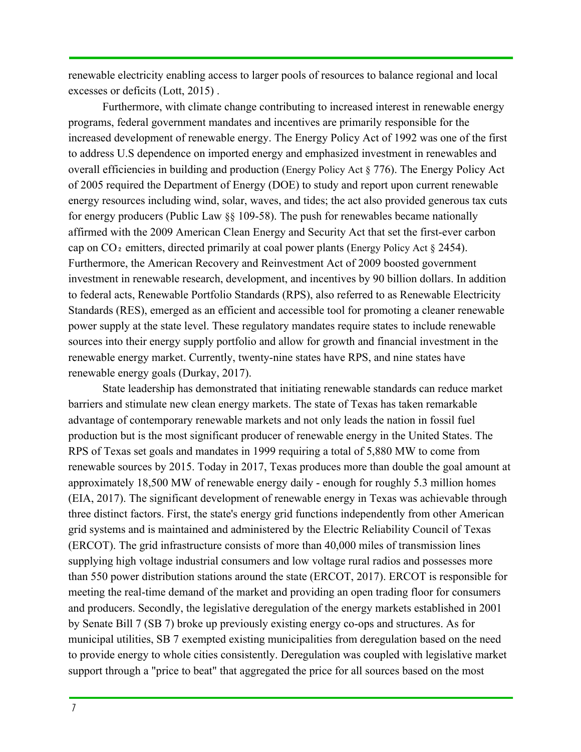renewable electricity enabling access to larger pools of resources to balance regional and local excesses or deficits (Lott, 2015) .

Furthermore, with climate change contributing to increased interest in renewable energy programs, federal government mandates and incentives are primarily responsible for the increased development of renewable energy. The Energy Policy Act of 1992 was one of the first to address U.S dependence on imported energy and emphasized investment in renewables and overall efficiencies in building and production (Energy Policy Act § 776). The Energy Policy Act of 2005 required the Department of Energy (DOE) to study and report upon current renewable energy resources including wind, solar, waves, and tides; the act also provided generous tax cuts for energy producers (Public Law §§ 109-58). The push for renewables became nationally affirmed with the 2009 American Clean Energy and Security Act that set the first-ever carbon cap on $CO_2$ emitters, directed primarily at coal power plants (Energy Policy Act § 2454). Furthermore, the American Recovery and Reinvestment Act of 2009 boosted government investment in renewable research, development, and incentives by 90 billion dollars. In addition to federal acts, Renewable Portfolio Standards (RPS), also referred to as Renewable Electricity Standards (RES), emerged as an efficient and accessible tool for promoting a cleaner renewable power supply at the state level. These regulatory mandates require states to include renewable sources into their energy supply portfolio and allow for growth and financial investment in the renewable energy market. Currently, twenty-nine states have RPS, and nine states have renewable energy goals (Durkay, 2017).

State leadership has demonstrated that initiating renewable standards can reduce market barriers and stimulate new clean energy markets. The state of Texas has taken remarkable advantage of contemporary renewable markets and not only leads the nation in fossil fuel production but is the most significant producer of renewable energy in the United States. The RPS of Texas set goals and mandates in 1999 requiring a total of 5,880 MW to come from renewable sources by 2015. Today in 2017, Texas produces more than double the goal amount at approximately 18,500 MW of renewable energy daily - enough for roughly 5.3 million homes (EIA, 2017). The significant development of renewable energy in Texas was achievable through three distinct factors. First, the state's energy grid functions independently from other American grid systems and is maintained and administered by the Electric Reliability Council of Texas (ERCOT). The grid infrastructure consists of more than 40,000 miles of transmission lines supplying high voltage industrial consumers and low voltage rural radios and possesses more than 550 power distribution stations around the state (ERCOT, 2017). ERCOT is responsible for meeting the real-time demand of the market and providing an open trading floor for consumers and producers. Secondly, the legislative deregulation of the energy markets established in 2001 by Senate Bill 7 (SB 7) broke up previously existing energy co-ops and structures. As for municipal utilities, SB 7 exempted existing municipalities from deregulation based on the need to provide energy to whole cities consistently. Deregulation was coupled with legislative market support through a "price to beat" that aggregated the price for all sources based on the most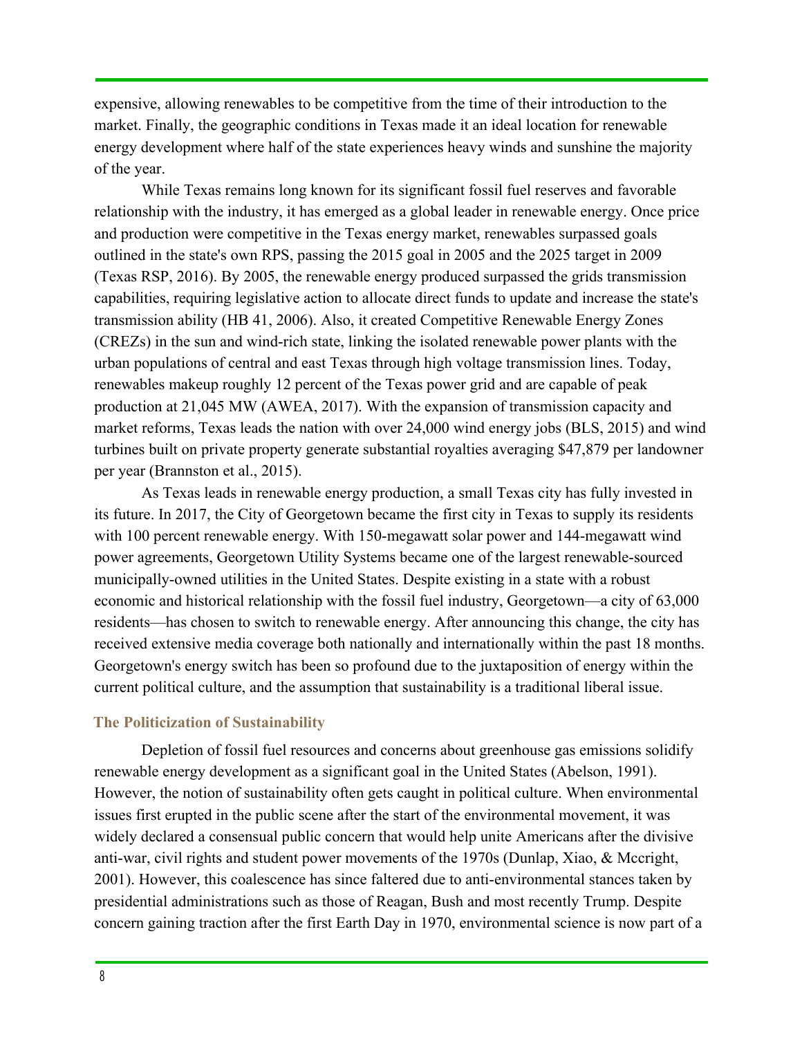expensive, allowing renewables to be competitive from the time of their introduction to the market. Finally, the geographic conditions in Texas made it an ideal location for renewable energy development where half of the state experiences heavy winds and sunshine the majority of the year.

While Texas remains long known for its significant fossil fuel reserves and favorable relationship with the industry, it has emerged as a global leader in renewable energy. Once price and production were competitive in the Texas energy market, renewables surpassed goals outlined in the state's own RPS, passing the 2015 goal in 2005 and the 2025 target in 2009 (Texas RSP, 2016). By 2005, the renewable energy produced surpassed the grids transmission capabilities, requiring legislative action to allocate direct funds to update and increase the state's transmission ability (HB 41, 2006). Also, it created Competitive Renewable Energy Zones (CREZs) in the sun and wind-rich state, linking the isolated renewable power plants with the urban populations of central and east Texas through high voltage transmission lines. Today, renewables makeup roughly 12 percent of the Texas power grid and are capable of peak production at 21,045 MW (AWEA, 2017). With the expansion of transmission capacity and market reforms, Texas leads the nation with over 24,000 wind energy jobs (BLS, 2015) and wind turbines built on private property generate substantial royalties averaging $47,879 per landowner per year (Brannston et al., 2015).

As Texas leads in renewable energy production, a small Texas city has fully invested in its future. In 2017, the City of Georgetown became the first city in Texas to supply its residents with 100 percent renewable energy. With 150-megawatt solar power and 144-megawatt wind power agreements, Georgetown Utility Systems became one of the largest renewable-sourced municipally-owned utilities in the United States. Despite existing in a state with a robust economic and historical relationship with the fossil fuel industry, Georgetown—a city of 63,000 residents—has chosen to switch to renewable energy. After announcing this change, the city has received extensive media coverage both nationally and internationally within the past 18 months. Georgetown's energy switch has been so profound due to the juxtaposition of energy within the current political culture, and the assumption that sustainability is a traditional liberal issue.

### The Politicization of Sustainability

Depletion of fossil fuel resources and concerns about greenhouse gas emissions solidify renewable energy development as a significant goal in the United States (Abelson, 1991). However, the notion of sustainability often gets caught in political culture. When environmental issues first erupted in the public scene after the start of the environmental movement, it was widely declared a consensual public concern that would help unite Americans after the divisive anti-war, civil rights and student power movements of the 1970s (Dunlap, Xiao, & Mccright, 2001). However, this coalescence has since faltered due to anti-environmental stances taken by presidential administrations such as those of Reagan, Bush and most recently Trump. Despite concern gaining traction after the first Earth Day in 1970, environmental science is now part of a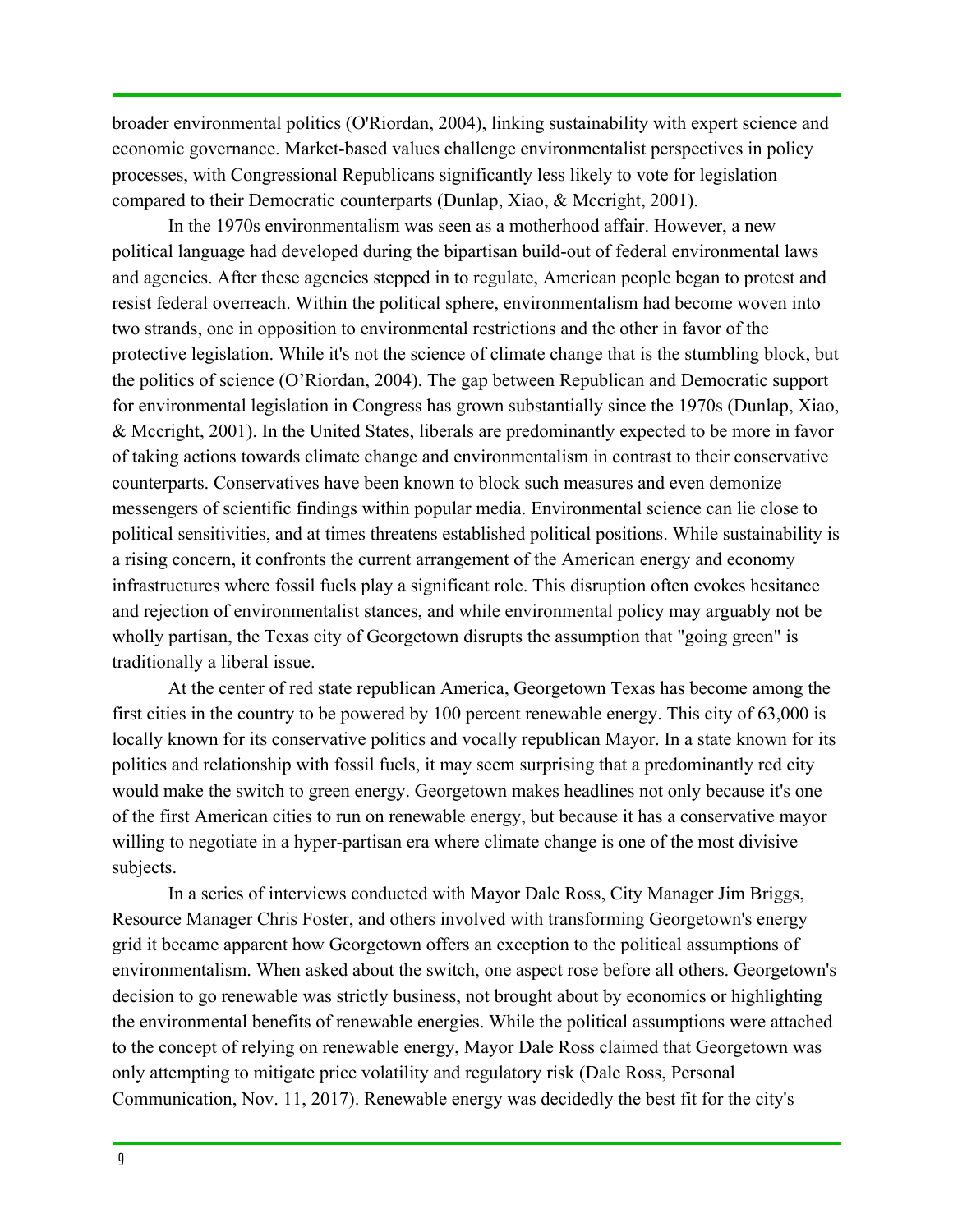broader environmental politics (O'Riordan, 2004), linking sustainability with expert science and economic governance. Market-based values challenge environmentalist perspectives in policy processes, with Congressional Republicans significantly less likely to vote for legislation compared to their Democratic counterparts (Dunlap, Xiao, & Mccright, 2001).

In the 1970s environmentalism was seen as a motherhood affair. However, a new political language had developed during the bipartisan build-out of federal environmental laws and agencies. After these agencies stepped in to regulate, American people began to protest and resist federal overreach. Within the political sphere, environmentalism had become woven into two strands, one in opposition to environmental restrictions and the other in favor of the protective legislation. While it's not the science of climate change that is the stumbling block, but the politics of science (O'Riordan, 2004). The gap between Republican and Democratic support for environmental legislation in Congress has grown substantially since the 1970s (Dunlap, Xiao, & Mccright, 2001). In the United States, liberals are predominantly expected to be more in favor of taking actions towards climate change and environmentalism in contrast to their conservative counterparts. Conservatives have been known to block such measures and even demonize messengers of scientific findings within popular media. Environmental science can lie close to political sensitivities, and at times threatens established political positions. While sustainability is a rising concern, it confronts the current arrangement of the American energy and economy infrastructures where fossil fuels play a significant role. This disruption often evokes hesitance and rejection of environmentalist stances, and while environmental policy may arguably not be wholly partisan, the Texas city of Georgetown disrupts the assumption that "going green" is traditionally a liberal issue.

At the center of red state republican America, Georgetown Texas has become among the first cities in the country to be powered by 100 percent renewable energy. This city of 63,000 is locally known for its conservative politics and vocally republican Mayor. In a state known for its politics and relationship with fossil fuels, it may seem surprising that a predominantly red city would make the switch to green energy. Georgetown makes headlines not only because it's one of the first American cities to run on renewable energy, but because it has a conservative mayor willing to negotiate in a hyper-partisan era where climate change is one of the most divisive subjects.

In a series of interviews conducted with Mayor Dale Ross, City Manager Jim Briggs, Resource Manager Chris Foster, and others involved with transforming Georgetown's energy grid it became apparent how Georgetown offers an exception to the political assumptions of environmentalism. When asked about the switch, one aspect rose before all others. Georgetown's decision to go renewable was strictly business, not brought about by economics or highlighting the environmental benefits of renewable energies. While the political assumptions were attached to the concept of relying on renewable energy, Mayor Dale Ross claimed that Georgetown was only attempting to mitigate price volatility and regulatory risk (Dale Ross, Personal Communication, Nov. 11, 2017). Renewable energy was decidedly the best fit for the city's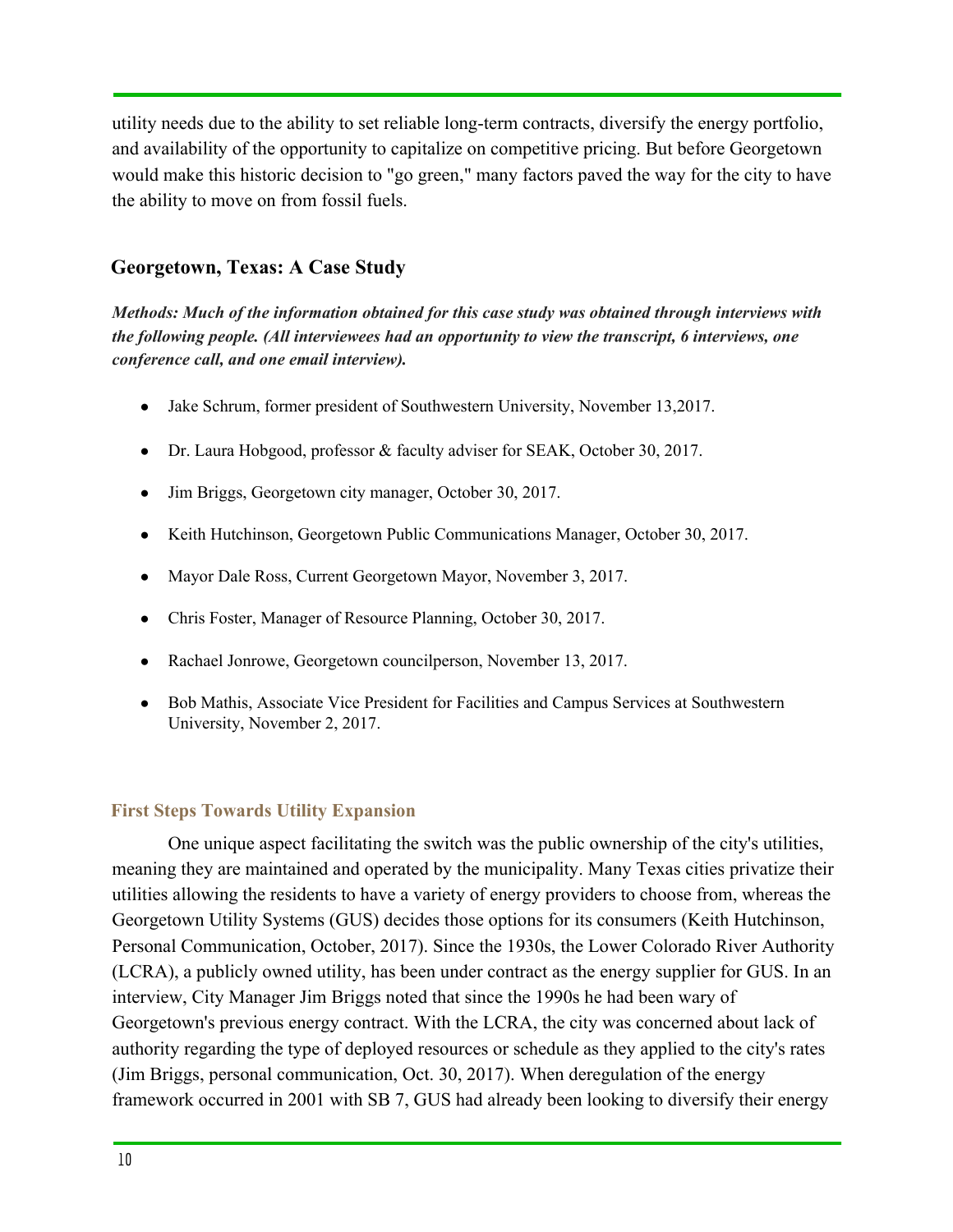utility needs due to the ability to set reliable long-term contracts, diversify the energy portfolio, and availability of the opportunity to capitalize on competitive pricing. But before Georgetown would make this historic decision to "go green," many factors paved the way for the city to have the ability to move on from fossil fuels.

## Georgetown, Texas: A Case Study

***Methods: Much of the information obtained for this case study was obtained through interviews with the following people. (All interviewees had an opportunity to view the transcript, 6 interviews, one conference call, and one email interview).***

- Jake Schrum, former president of Southwestern University, November 13,2017.
- Dr. Laura Hobgood, professor & faculty adviser for SEAK, October 30, 2017.
- Jim Briggs, Georgetown city manager, October 30, 2017.
- Keith Hutchinson, Georgetown Public Communications Manager, October 30, 2017.
- Mayor Dale Ross, Current Georgetown Mayor, November 3, 2017.
- Chris Foster, Manager of Resource Planning, October 30, 2017.
- Rachael Jonrowe, Georgetown councilperson, November 13, 2017.
- Bob Mathis, Associate Vice President for Facilities and Campus Services at Southwestern University, November 2, 2017.

### First Steps Towards Utility Expansion

One unique aspect facilitating the switch was the public ownership of the city's utilities, meaning they are maintained and operated by the municipality. Many Texas cities privatize their utilities allowing the residents to have a variety of energy providers to choose from, whereas the Georgetown Utility Systems (GUS) decides those options for its consumers (Keith Hutchinson, Personal Communication, October, 2017). Since the 1930s, the Lower Colorado River Authority (LCRA), a publicly owned utility, has been under contract as the energy supplier for GUS. In an interview, City Manager Jim Briggs noted that since the 1990s he had been wary of Georgetown's previous energy contract. With the LCRA, the city was concerned about lack of authority regarding the type of deployed resources or schedule as they applied to the city's rates (Jim Briggs, personal communication, Oct. 30, 2017). When deregulation of the energy framework occurred in 2001 with SB 7, GUS had already been looking to diversify their energy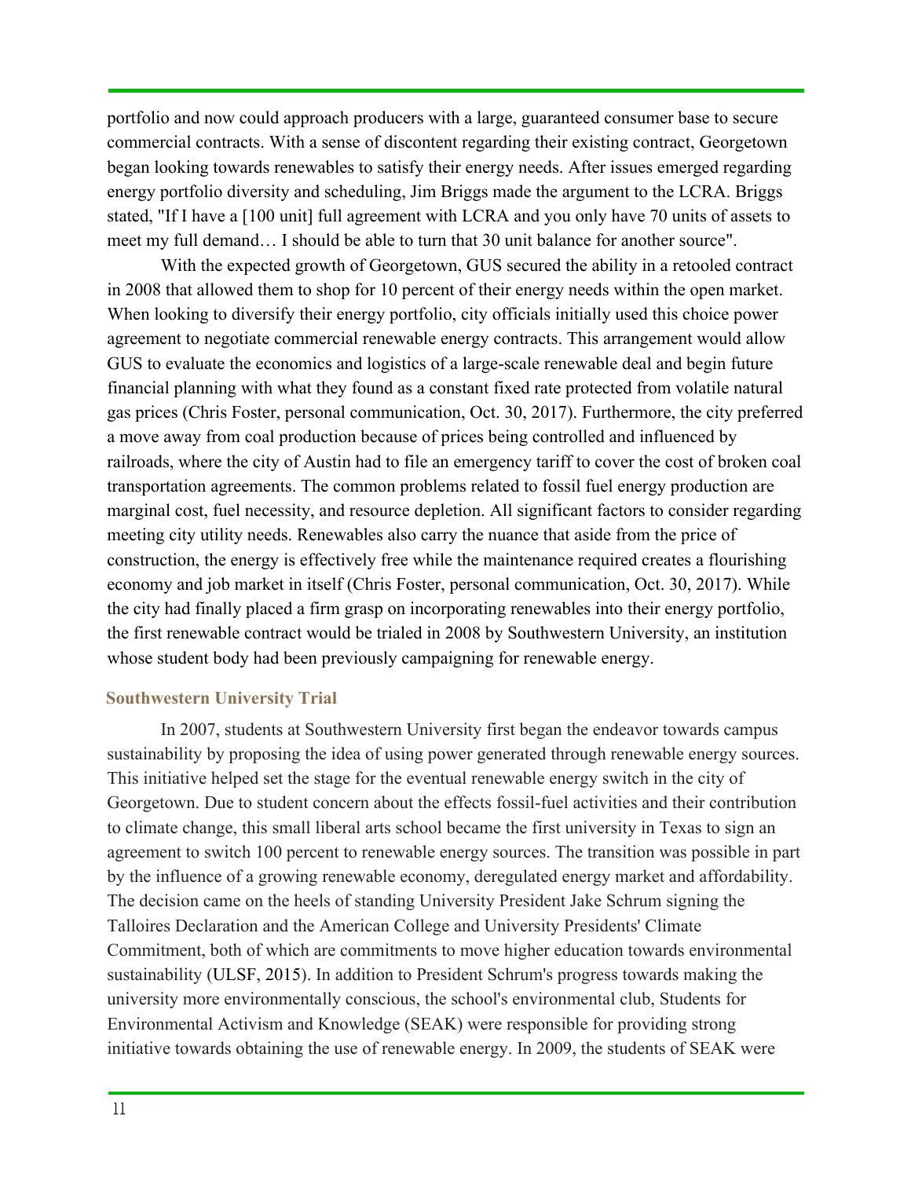portfolio and now could approach producers with a large, guaranteed consumer base to secure commercial contracts. With a sense of discontent regarding their existing contract, Georgetown began looking towards renewables to satisfy their energy needs. After issues emerged regarding energy portfolio diversity and scheduling, Jim Briggs made the argument to the LCRA. Briggs stated, "If I have a [100 unit] full agreement with LCRA and you only have 70 units of assets to meet my full demand… I should be able to turn that 30 unit balance for another source".

With the expected growth of Georgetown, GUS secured the ability in a retooled contract in 2008 that allowed them to shop for 10 percent of their energy needs within the open market. When looking to diversify their energy portfolio, city officials initially used this choice power agreement to negotiate commercial renewable energy contracts. This arrangement would allow GUS to evaluate the economics and logistics of a large-scale renewable deal and begin future financial planning with what they found as a constant fixed rate protected from volatile natural gas prices (Chris Foster, personal communication, Oct. 30, 2017). Furthermore, the city preferred a move away from coal production because of prices being controlled and influenced by railroads, where the city of Austin had to file an emergency tariff to cover the cost of broken coal transportation agreements. The common problems related to fossil fuel energy production are marginal cost, fuel necessity, and resource depletion. All significant factors to consider regarding meeting city utility needs. Renewables also carry the nuance that aside from the price of construction, the energy is effectively free while the maintenance required creates a flourishing economy and job market in itself (Chris Foster, personal communication, Oct. 30, 2017). While the city had finally placed a firm grasp on incorporating renewables into their energy portfolio, the first renewable contract would be trialed in 2008 by Southwestern University, an institution whose student body had been previously campaigning for renewable energy.

### Southwestern University Trial

In 2007, students at Southwestern University first began the endeavor towards campus sustainability by proposing the idea of using power generated through renewable energy sources. This initiative helped set the stage for the eventual renewable energy switch in the city of Georgetown. Due to student concern about the effects fossil-fuel activities and their contribution to climate change, this small liberal arts school became the first university in Texas to sign an agreement to switch 100 percent to renewable energy sources. The transition was possible in part by the influence of a growing renewable economy, deregulated energy market and affordability. The decision came on the heels of standing University President Jake Schrum signing the Talloires Declaration and the American College and University Presidents' Climate Commitment, both of which are commitments to move higher education towards environmental sustainability (ULSF, 2015). In addition to President Schrum's progress towards making the university more environmentally conscious, the school's environmental club, Students for Environmental Activism and Knowledge (SEAK) were responsible for providing strong initiative towards obtaining the use of renewable energy. In 2009, the students of SEAK were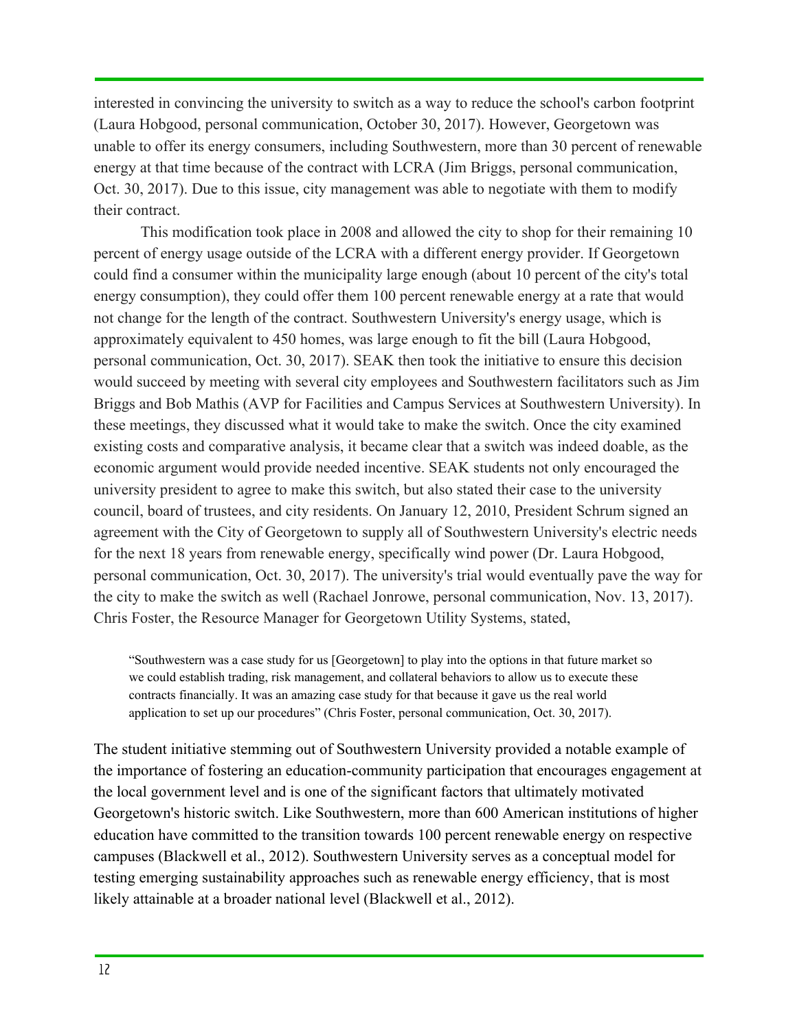interested in convincing the university to switch as a way to reduce the school's carbon footprint (Laura Hobgood, personal communication, October 30, 2017). However, Georgetown was unable to offer its energy consumers, including Southwestern, more than 30 percent of renewable energy at that time because of the contract with LCRA (Jim Briggs, personal communication, Oct. 30, 2017). Due to this issue, city management was able to negotiate with them to modify their contract.

This modification took place in 2008 and allowed the city to shop for their remaining 10 percent of energy usage outside of the LCRA with a different energy provider. If Georgetown could find a consumer within the municipality large enough (about 10 percent of the city's total energy consumption), they could offer them 100 percent renewable energy at a rate that would not change for the length of the contract. Southwestern University's energy usage, which is approximately equivalent to 450 homes, was large enough to fit the bill (Laura Hobgood, personal communication, Oct. 30, 2017). SEAK then took the initiative to ensure this decision would succeed by meeting with several city employees and Southwestern facilitators such as Jim Briggs and Bob Mathis (AVP for Facilities and Campus Services at Southwestern University). In these meetings, they discussed what it would take to make the switch. Once the city examined existing costs and comparative analysis, it became clear that a switch was indeed doable, as the economic argument would provide needed incentive. SEAK students not only encouraged the university president to agree to make this switch, but also stated their case to the university council, board of trustees, and city residents. On January 12, 2010, President Schrum signed an agreement with the City of Georgetown to supply all of Southwestern University's electric needs for the next 18 years from renewable energy, specifically wind power (Dr. Laura Hobgood, personal communication, Oct. 30, 2017). The university's trial would eventually pave the way for the city to make the switch as well (Rachael Jonrowe, personal communication, Nov. 13, 2017). Chris Foster, the Resource Manager for Georgetown Utility Systems, stated,

> "Southwestern was a case study for us [Georgetown] to play into the options in that future market so we could establish trading, risk management, and collateral behaviors to allow us to execute these contracts financially. It was an amazing case study for that because it gave us the real world application to set up our procedures" (Chris Foster, personal communication, Oct. 30, 2017).

The student initiative stemming out of Southwestern University provided a notable example of the importance of fostering an education-community participation that encourages engagement at the local government level and is one of the significant factors that ultimately motivated Georgetown's historic switch. Like Southwestern, more than 600 American institutions of higher education have committed to the transition towards 100 percent renewable energy on respective campuses (Blackwell et al., 2012). Southwestern University serves as a conceptual model for testing emerging sustainability approaches such as renewable energy efficiency, that is most likely attainable at a broader national level (Blackwell et al., 2012).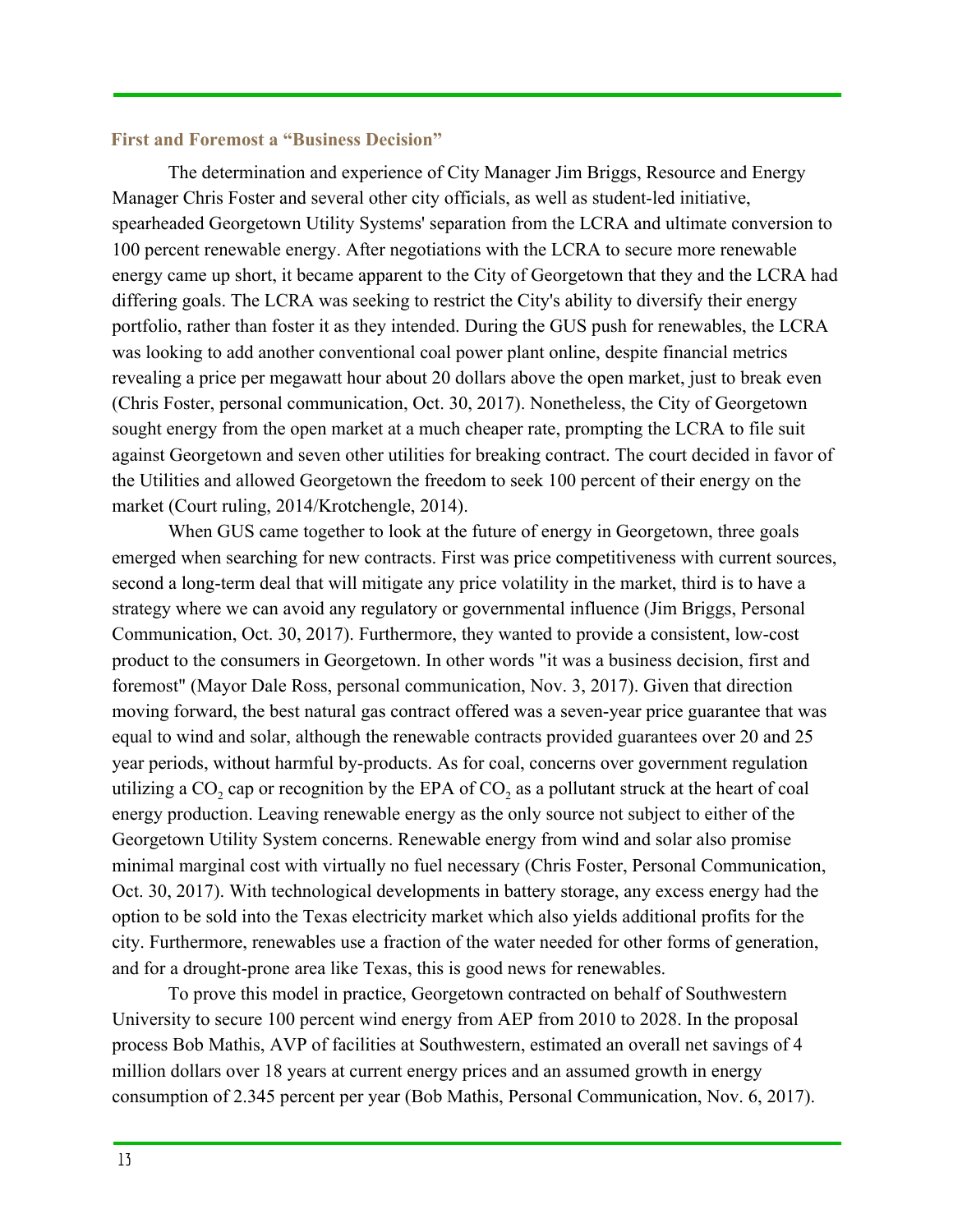### First and Foremost a "Business Decision"

The determination and experience of City Manager Jim Briggs, Resource and Energy Manager Chris Foster and several other city officials, as well as student-led initiative, spearheaded Georgetown Utility Systems' separation from the LCRA and ultimate conversion to 100 percent renewable energy. After negotiations with the LCRA to secure more renewable energy came up short, it became apparent to the City of Georgetown that they and the LCRA had differing goals. The LCRA was seeking to restrict the City's ability to diversify their energy portfolio, rather than foster it as they intended. During the GUS push for renewables, the LCRA was looking to add another conventional coal power plant online, despite financial metrics revealing a price per megawatt hour about 20 dollars above the open market, just to break even (Chris Foster, personal communication, Oct. 30, 2017). Nonetheless, the City of Georgetown sought energy from the open market at a much cheaper rate, prompting the LCRA to file suit against Georgetown and seven other utilities for breaking contract. The court decided in favor of the Utilities and allowed Georgetown the freedom to seek 100 percent of their energy on the market (Court ruling, 2014/Krotchengle, 2014).

When GUS came together to look at the future of energy in Georgetown, three goals emerged when searching for new contracts. First was price competitiveness with current sources, second a long-term deal that will mitigate any price volatility in the market, third is to have a strategy where we can avoid any regulatory or governmental influence (Jim Briggs, Personal Communication, Oct. 30, 2017). Furthermore, they wanted to provide a consistent, low-cost product to the consumers in Georgetown. In other words "it was a business decision, first and foremost" (Mayor Dale Ross, personal communication, Nov. 3, 2017). Given that direction moving forward, the best natural gas contract offered was a seven-year price guarantee that was equal to wind and solar, although the renewable contracts provided guarantees over 20 and 25 year periods, without harmful by-products. As for coal, concerns over government regulation utilizing a $CO_2$ cap or recognition by the EPA of $CO_2$ as a pollutant struck at the heart of coal energy production. Leaving renewable energy as the only source not subject to either of the Georgetown Utility System concerns. Renewable energy from wind and solar also promise minimal marginal cost with virtually no fuel necessary (Chris Foster, Personal Communication, Oct. 30, 2017). With technological developments in battery storage, any excess energy had the option to be sold into the Texas electricity market which also yields additional profits for the city. Furthermore, renewables use a fraction of the water needed for other forms of generation, and for a drought-prone area like Texas, this is good news for renewables.

To prove this model in practice, Georgetown contracted on behalf of Southwestern University to secure 100 percent wind energy from AEP from 2010 to 2028. In the proposal process Bob Mathis, AVP of facilities at Southwestern, estimated an overall net savings of 4 million dollars over 18 years at current energy prices and an assumed growth in energy consumption of 2.345 percent per year (Bob Mathis, Personal Communication, Nov. 6, 2017).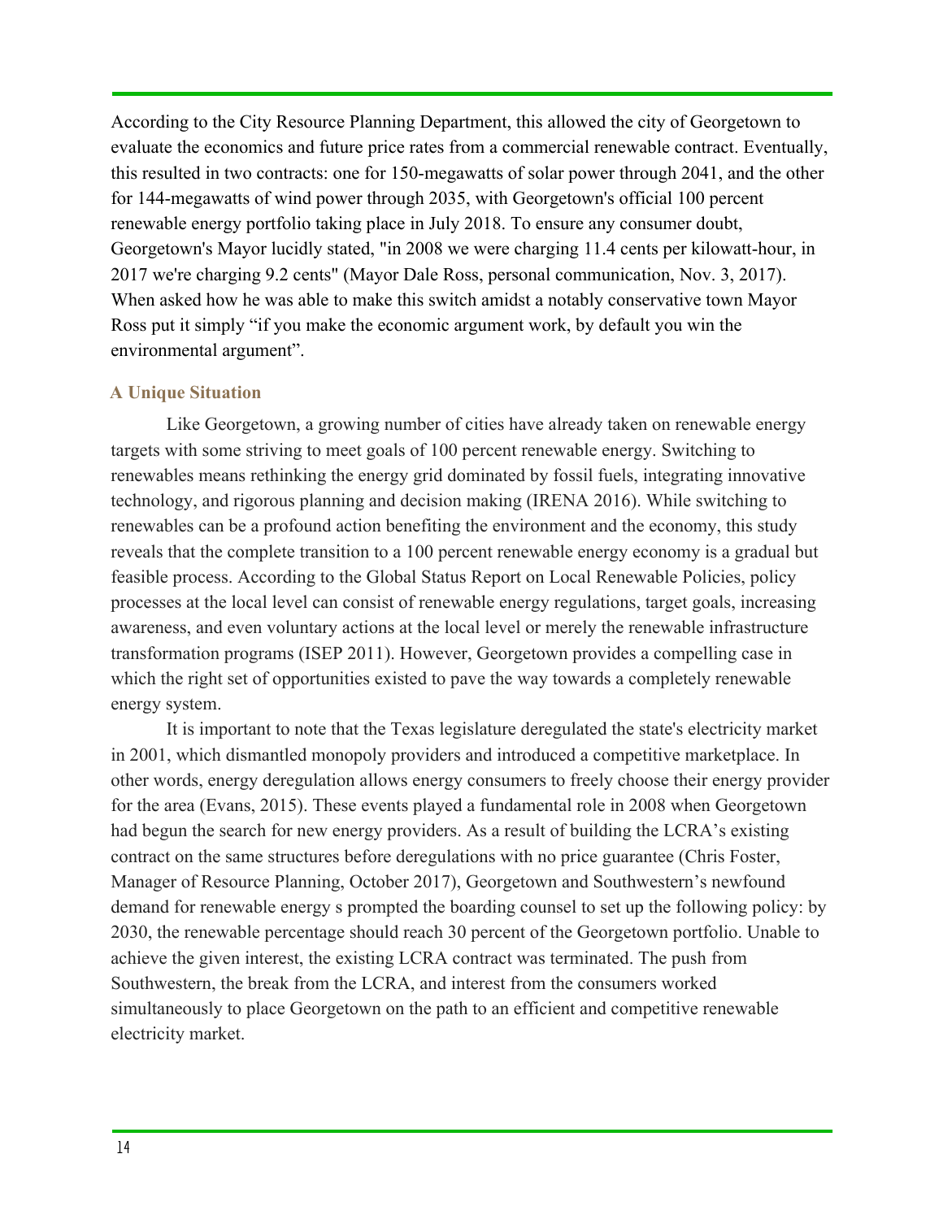According to the City Resource Planning Department, this allowed the city of Georgetown to evaluate the economics and future price rates from a commercial renewable contract. Eventually, this resulted in two contracts: one for 150-megawatts of solar power through 2041, and the other for 144-megawatts of wind power through 2035, with Georgetown's official 100 percent renewable energy portfolio taking place in July 2018. To ensure any consumer doubt, Georgetown's Mayor lucidly stated, "in 2008 we were charging 11.4 cents per kilowatt-hour, in 2017 we're charging 9.2 cents" (Mayor Dale Ross, personal communication, Nov. 3, 2017). When asked how he was able to make this switch amidst a notably conservative town Mayor Ross put it simply "if you make the economic argument work, by default you win the environmental argument".

### A Unique Situation

Like Georgetown, a growing number of cities have already taken on renewable energy targets with some striving to meet goals of 100 percent renewable energy. Switching to renewables means rethinking the energy grid dominated by fossil fuels, integrating innovative technology, and rigorous planning and decision making (IRENA 2016). While switching to renewables can be a profound action benefiting the environment and the economy, this study reveals that the complete transition to a 100 percent renewable energy economy is a gradual but feasible process. According to the Global Status Report on Local Renewable Policies, policy processes at the local level can consist of renewable energy regulations, target goals, increasing awareness, and even voluntary actions at the local level or merely the renewable infrastructure transformation programs (ISEP 2011). However, Georgetown provides a compelling case in which the right set of opportunities existed to pave the way towards a completely renewable energy system.

It is important to note that the Texas legislature deregulated the state's electricity market in 2001, which dismantled monopoly providers and introduced a competitive marketplace. In other words, energy deregulation allows energy consumers to freely choose their energy provider for the area (Evans, 2015). These events played a fundamental role in 2008 when Georgetown had begun the search for new energy providers. As a result of building the LCRA's existing contract on the same structures before deregulations with no price guarantee (Chris Foster, Manager of Resource Planning, October 2017), Georgetown and Southwestern's newfound demand for renewable energy s prompted the boarding counsel to set up the following policy: by 2030, the renewable percentage should reach 30 percent of the Georgetown portfolio. Unable to achieve the given interest, the existing LCRA contract was terminated. The push from Southwestern, the break from the LCRA, and interest from the consumers worked simultaneously to place Georgetown on the path to an efficient and competitive renewable electricity market.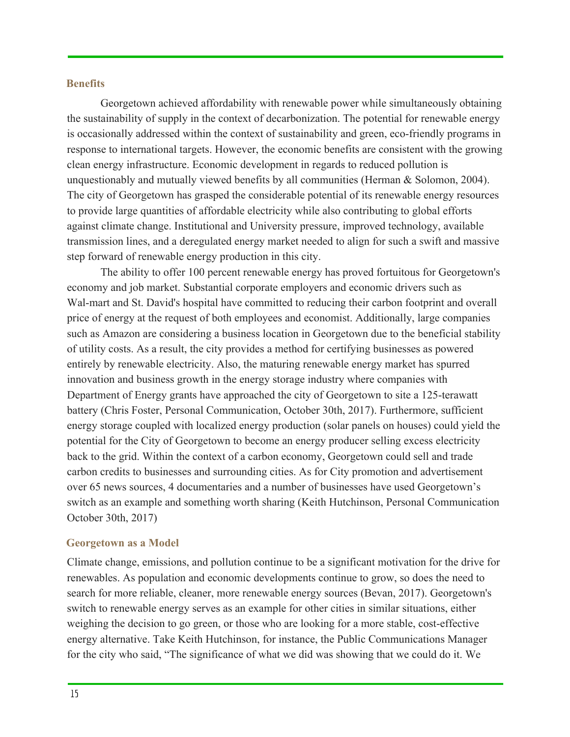## Benefits

Georgetown achieved affordability with renewable power while simultaneously obtaining the sustainability of supply in the context of decarbonization. The potential for renewable energy is occasionally addressed within the context of sustainability and green, eco-friendly programs in response to international targets. However, the economic benefits are consistent with the growing clean energy infrastructure. Economic development in regards to reduced pollution is unquestionably and mutually viewed benefits by all communities (Herman & Solomon, 2004). The city of Georgetown has grasped the considerable potential of its renewable energy resources to provide large quantities of affordable electricity while also contributing to global efforts against climate change. Institutional and University pressure, improved technology, available transmission lines, and a deregulated energy market needed to align for such a swift and massive step forward of renewable energy production in this city.

The ability to offer 100 percent renewable energy has proved fortuitous for Georgetown's economy and job market. Substantial corporate employers and economic drivers such as Wal-mart and St. David's hospital have committed to reducing their carbon footprint and overall price of energy at the request of both employees and economist. Additionally, large companies such as Amazon are considering a business location in Georgetown due to the beneficial stability of utility costs. As a result, the city provides a method for certifying businesses as powered entirely by renewable electricity. Also, the maturing renewable energy market has spurred innovation and business growth in the energy storage industry where companies with Department of Energy grants have approached the city of Georgetown to site a 125-terawatt battery (Chris Foster, Personal Communication, October 30th, 2017). Furthermore, sufficient energy storage coupled with localized energy production (solar panels on houses) could yield the potential for the City of Georgetown to become an energy producer selling excess electricity back to the grid. Within the context of a carbon economy, Georgetown could sell and trade carbon credits to businesses and surrounding cities. As for City promotion and advertisement over 65 news sources, 4 documentaries and a number of businesses have used Georgetown’s switch as an example and something worth sharing (Keith Hutchinson, Personal Communication October 30th, 2017)

## Georgetown as a Model

Climate change, emissions, and pollution continue to be a significant motivation for the drive for renewables. As population and economic developments continue to grow, so does the need to search for more reliable, cleaner, more renewable energy sources (Bevan, 2017). Georgetown's switch to renewable energy serves as an example for other cities in similar situations, either weighing the decision to go green, or those who are looking for a more stable, cost-effective energy alternative. Take Keith Hutchinson, for instance, the Public Communications Manager for the city who said, “The significance of what we did was showing that we could do it. We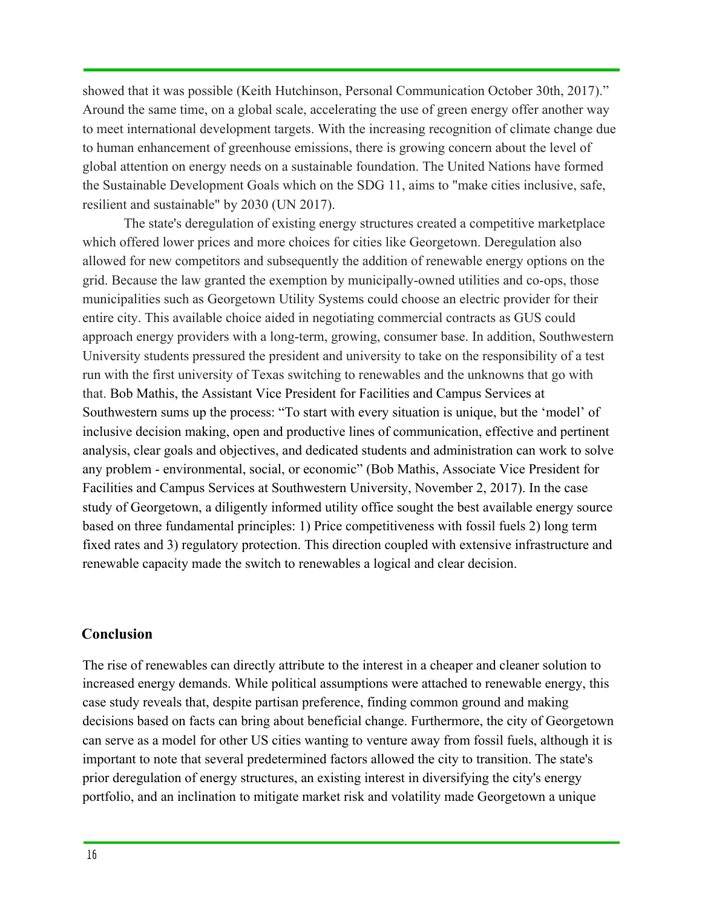showed that it was possible (Keith Hutchinson, Personal Communication October 30th, 2017)." Around the same time, on a global scale, accelerating the use of green energy offer another way to meet international development targets. With the increasing recognition of climate change due to human enhancement of greenhouse emissions, there is growing concern about the level of global attention on energy needs on a sustainable foundation. The United Nations have formed the Sustainable Development Goals which on the SDG 11, aims to "make cities inclusive, safe, resilient and sustainable" by 2030 (UN 2017).

The state's deregulation of existing energy structures created a competitive marketplace which offered lower prices and more choices for cities like Georgetown. Deregulation also allowed for new competitors and subsequently the addition of renewable energy options on the grid. Because the law granted the exemption by municipally-owned utilities and co-ops, those municipalities such as Georgetown Utility Systems could choose an electric provider for their entire city. This available choice aided in negotiating commercial contracts as GUS could approach energy providers with a long-term, growing, consumer base. In addition, Southwestern University students pressured the president and university to take on the responsibility of a test run with the first university of Texas switching to renewables and the unknowns that go with that. Bob Mathis, the Assistant Vice President for Facilities and Campus Services at Southwestern sums up the process: "To start with every situation is unique, but the 'model' of inclusive decision making, open and productive lines of communication, effective and pertinent analysis, clear goals and objectives, and dedicated students and administration can work to solve any problem - environmental, social, or economic" (Bob Mathis, Associate Vice President for Facilities and Campus Services at Southwestern University, November 2, 2017). In the case study of Georgetown, a diligently informed utility office sought the best available energy source based on three fundamental principles: 1) Price competitiveness with fossil fuels 2) long term fixed rates and 3) regulatory protection. This direction coupled with extensive infrastructure and renewable capacity made the switch to renewables a logical and clear decision.

## Conclusion

The rise of renewables can directly attribute to the interest in a cheaper and cleaner solution to increased energy demands. While political assumptions were attached to renewable energy, this case study reveals that, despite partisan preference, finding common ground and making decisions based on facts can bring about beneficial change. Furthermore, the city of Georgetown can serve as a model for other US cities wanting to venture away from fossil fuels, although it is important to note that several predetermined factors allowed the city to transition. The state's prior deregulation of energy structures, an existing interest in diversifying the city's energy portfolio, and an inclination to mitigate market risk and volatility made Georgetown a unique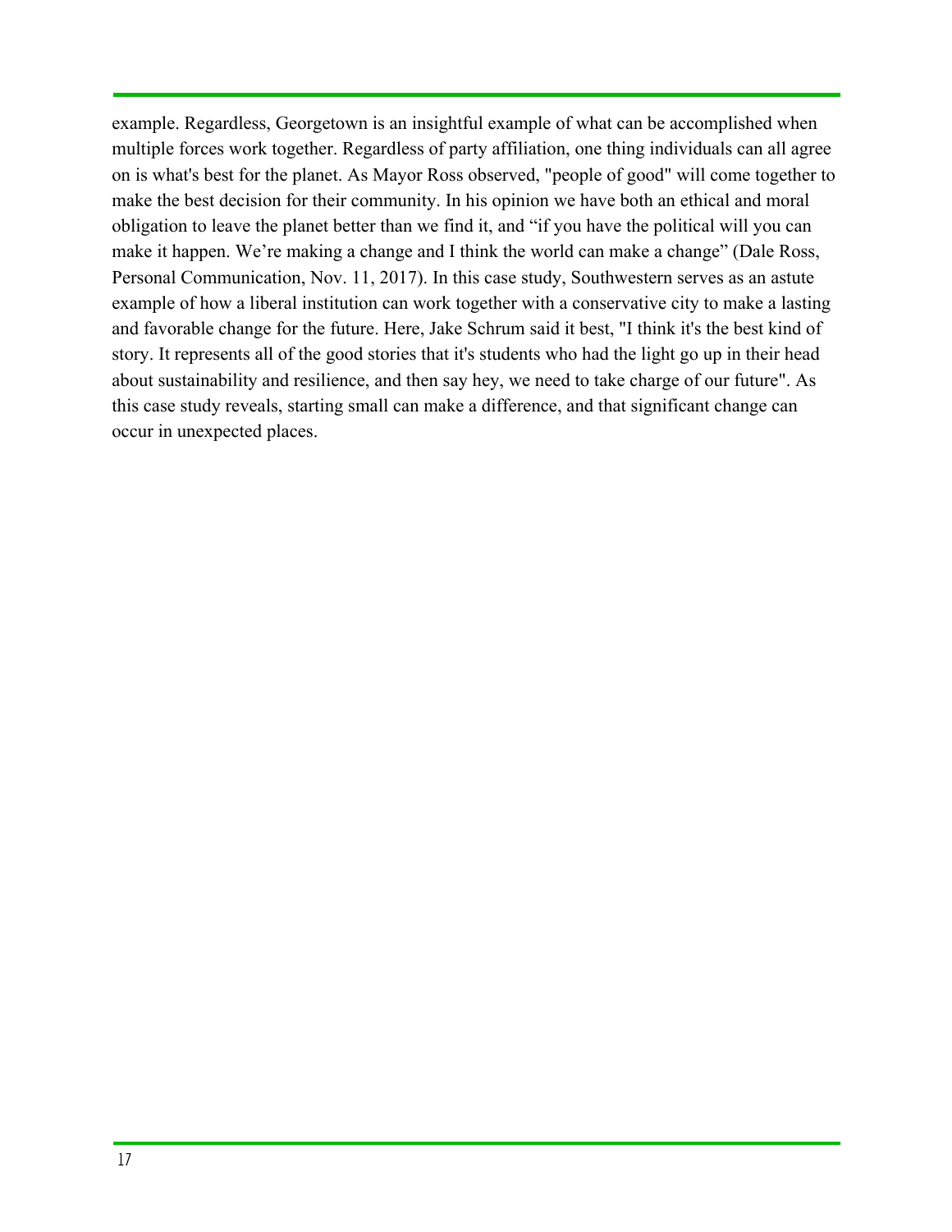example. Regardless, Georgetown is an insightful example of what can be accomplished when multiple forces work together. Regardless of party affiliation, one thing individuals can all agree on is what's best for the planet. As Mayor Ross observed, "people of good" will come together to make the best decision for their community. In his opinion we have both an ethical and moral obligation to leave the planet better than we find it, and "if you have the political will you can make it happen. We're making a change and I think the world can make a change" (Dale Ross, Personal Communication, Nov. 11, 2017). In this case study, Southwestern serves as an astute example of how a liberal institution can work together with a conservative city to make a lasting and favorable change for the future. Here, Jake Schrum said it best, "I think it's the best kind of story. It represents all of the good stories that it's students who had the light go up in their head about sustainability and resilience, and then say hey, we need to take charge of our future". As this case study reveals, starting small can make a difference, and that significant change can occur in unexpected places.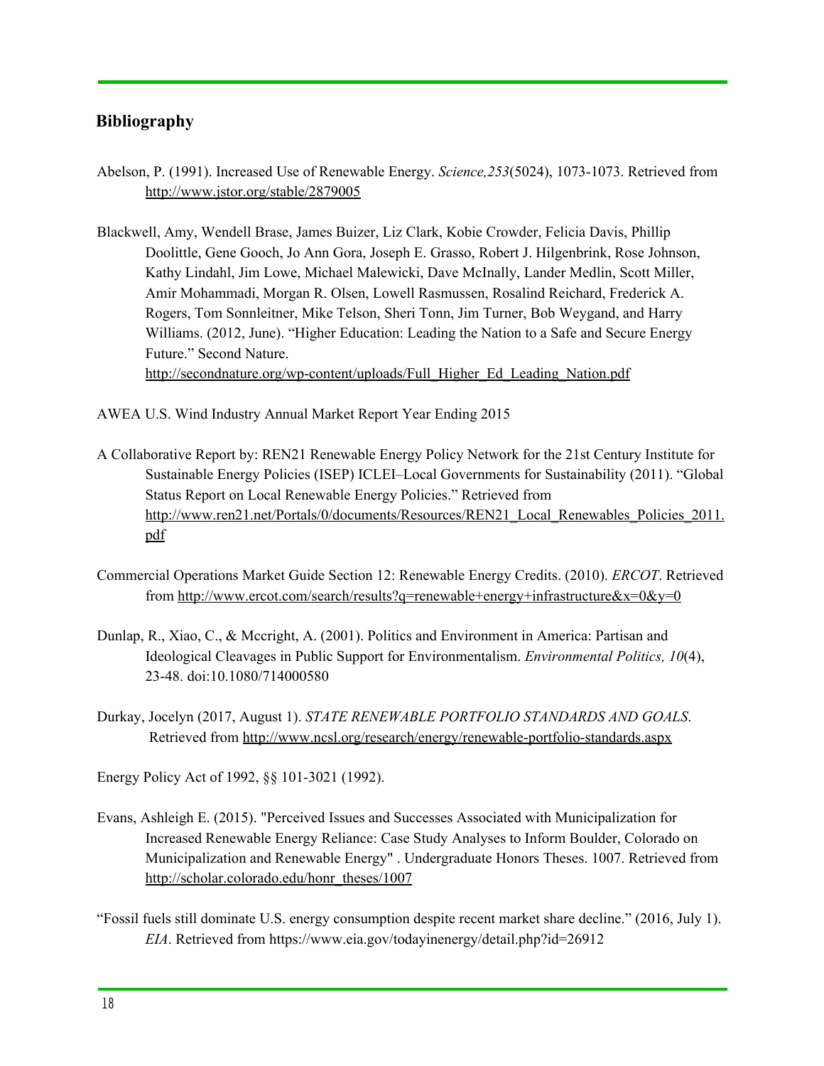## Bibliography

Abelson, P. (1991). Increased Use of Renewable Energy. *Science,253*(5024), 1073-1073. Retrieved from http://www.jstor.org/stable/2879005

Blackwell, Amy, Wendell Brase, James Buizer, Liz Clark, Kobie Crowder, Felicia Davis, Phillip Doolittle, Gene Gooch, Jo Ann Gora, Joseph E. Grasso, Robert J. Hilgenbrink, Rose Johnson, Kathy Lindahl, Jim Lowe, Michael Malewicki, Dave McInally, Lander Medlin, Scott Miller, Amir Mohammadi, Morgan R. Olsen, Lowell Rasmussen, Rosalind Reichard, Frederick A. Rogers, Tom Sonnleitner, Mike Telson, Sheri Tonn, Jim Turner, Bob Weygand, and Harry Williams. (2012, June). "Higher Education: Leading the Nation to a Safe and Secure Energy Future." Second Nature. http://secondnature.org/wp-content/uploads/Full_Higher_Ed_Leading_Nation.pdf

AWEA U.S. Wind Industry Annual Market Report Year Ending 2015

A Collaborative Report by: REN21 Renewable Energy Policy Network for the 21st Century Institute for Sustainable Energy Policies (ISEP) ICLEI–Local Governments for Sustainability (2011). "Global Status Report on Local Renewable Energy Policies." Retrieved from http://www.ren21.net/Portals/0/documents/Resources/REN21_Local_Renewables_Policies_2011.pdf

Commercial Operations Market Guide Section 12: Renewable Energy Credits. (2010). *ERCOT*. Retrieved from http://www.ercot.com/search/results?q=renewable+energy+infrastructure&x=0&y=0

Dunlap, R., Xiao, C., & Mccright, A. (2001). Politics and Environment in America: Partisan and Ideological Cleavages in Public Support for Environmentalism. *Environmental Politics, 10*(4), 23-48. doi:10.1080/714000580

Durkay, Jocelyn (2017, August 1). *STATE RENEWABLE PORTFOLIO STANDARDS AND GOALS*. Retrieved from http://www.ncsl.org/research/energy/renewable-portfolio-standards.aspx

Energy Policy Act of 1992, §§ 101-3021 (1992).

Evans, Ashleigh E. (2015). "Perceived Issues and Successes Associated with Municipalization for Increased Renewable Energy Reliance: Case Study Analyses to Inform Boulder, Colorado on Municipalization and Renewable Energy" . Undergraduate Honors Theses. 1007. Retrieved from http://scholar.colorado.edu/honr_theses/1007

"Fossil fuels still dominate U.S. energy consumption despite recent market share decline." (2016, July 1). *EIA*. Retrieved from https://www.eia.gov/todayinenergy/detail.php?id=26912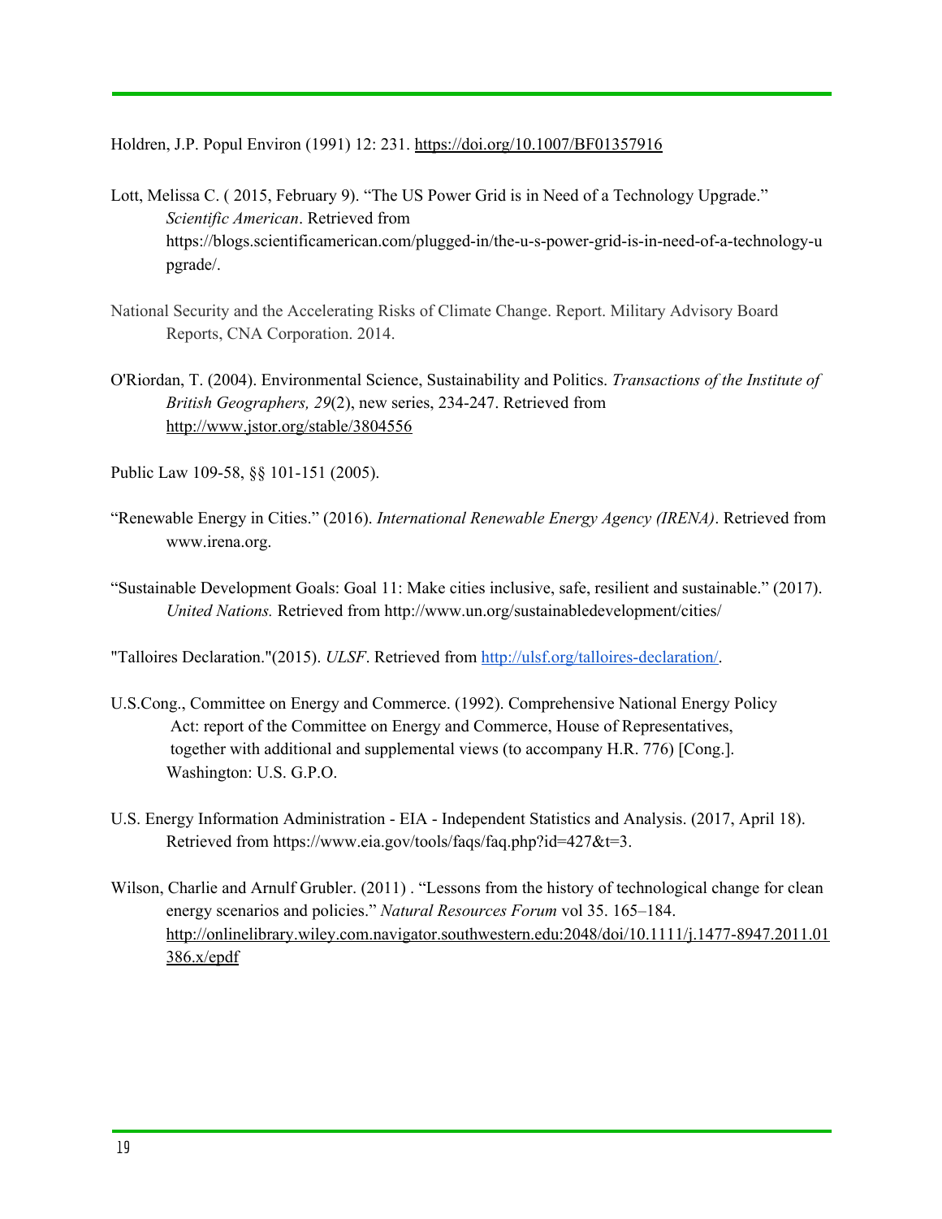Holdren, J.P. Popul Environ (1991) 12: 231. https://doi.org/10.1007/BF01357916

Lott, Melissa C. ( 2015, February 9). "The US Power Grid is in Need of a Technology Upgrade." *Scientific American*. Retrieved from https://blogs.scientificamerican.com/plugged-in/the-u-s-power-grid-is-in-need-of-a-technology-upgrade/.

National Security and the Accelerating Risks of Climate Change. Report. Military Advisory Board Reports, CNA Corporation. 2014.

O'Riordan, T. (2004). Environmental Science, Sustainability and Politics. *Transactions of the Institute of British Geographers, 29*(2), new series, 234-247. Retrieved from http://www.jstor.org/stable/3804556

Public Law 109-58, §§ 101-151 (2005).

"Renewable Energy in Cities." (2016). *International Renewable Energy Agency (IRENA)*. Retrieved from www.irena.org.

"Sustainable Development Goals: Goal 11: Make cities inclusive, safe, resilient and sustainable." (2017). *United Nations.* Retrieved from http://www.un.org/sustainabledevelopment/cities/

"Talloires Declaration."(2015). *ULSF*. Retrieved from http://ulsf.org/talloires-declaration/.

U.S.Cong., Committee on Energy and Commerce. (1992). Comprehensive National Energy Policy Act: report of the Committee on Energy and Commerce, House of Representatives, together with additional and supplemental views (to accompany H.R. 776) [Cong.]. Washington: U.S. G.P.O.

U.S. Energy Information Administration - EIA - Independent Statistics and Analysis. (2017, April 18). Retrieved from https://www.eia.gov/tools/faqs/faq.php?id=427&t=3.

Wilson, Charlie and Arnulf Grubler. (2011) . "Lessons from the history of technological change for clean energy scenarios and policies." *Natural Resources Forum* vol 35. 165–184. http://onlinelibrary.wiley.com.navigator.southwestern.edu:2048/doi/10.1111/j.1477-8947.2011.01386.x/epdf